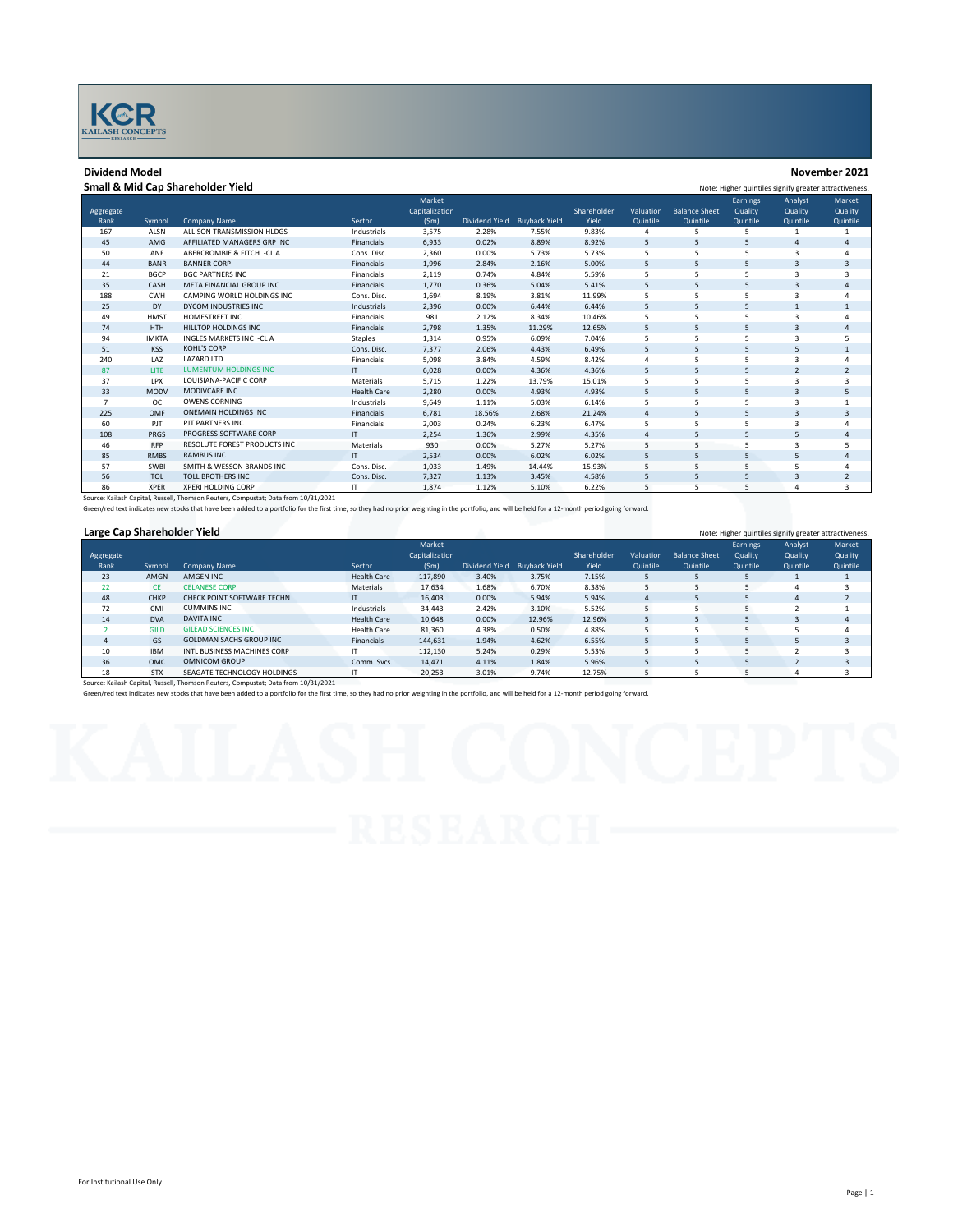KCR
KAILASH CONCEPTS
RESEARCH

## Dividend Model

November 2021

### Small & Mid Cap Shareholder Yield

Note: Higher quintiles signify greater attractiveness.

| Aggregate Rank | Symbol | Company Name | Sector | Market Capitalization ($m) | Dividend Yield | Buyback Yield | Shareholder Yield | Valuation Quintile | Balance Sheet Quintile | Earnings Quality Quintile | Analyst Quality Quintile | Market Quality Quintile |
|---|---|---|---|---|---|---|---|---|---|---|---|---|
| 167 | ALSN | ALLISON TRANSMISSION HLDGS | Industrials | 3,575 | 2.28% | 7.55% | 9.83% | 4 | 5 | 5 | 1 | 1 |
| 45 | AMG | AFFILIATED MANAGERS GRP INC | Financials | 6,933 | 0.02% | 8.89% | 8.92% | 5 | 5 | 5 | 4 | 4 |
| 50 | ANF | ABERCROMBIE & FITCH -CL A | Cons. Disc. | 2,360 | 0.00% | 5.73% | 5.73% | 5 | 5 | 5 | 3 | 4 |
| 44 | BANR | BANNER CORP | Financials | 1,996 | 2.84% | 2.16% | 5.00% | 5 | 5 | 5 | 3 | 3 |
| 21 | BGCP | BGC PARTNERS INC | Financials | 2,119 | 0.74% | 4.84% | 5.59% | 5 | 5 | 5 | 3 | 3 |
| 35 | CASH | META FINANCIAL GROUP INC | Financials | 1,770 | 0.36% | 5.04% | 5.41% | 5 | 5 | 5 | 3 | 4 |
| 188 | CWH | CAMPING WORLD HOLDINGS INC | Cons. Disc. | 1,694 | 8.19% | 3.81% | 11.99% | 5 | 5 | 5 | 3 | 4 |
| 25 | DY | DYCOM INDUSTRIES INC | Industrials | 2,396 | 0.00% | 6.44% | 6.44% | 5 | 5 | 5 | 1 | 1 |
| 49 | HMST | HOMESTREET INC | Financials | 981 | 2.12% | 8.34% | 10.46% | 5 | 5 | 5 | 3 | 4 |
| 74 | HTH | HILLTOP HOLDINGS INC | Financials | 2,798 | 1.35% | 11.29% | 12.65% | 5 | 5 | 5 | 3 | 4 |
| 94 | IMKTA | INGLES MARKETS INC -CL A | Staples | 1,314 | 0.95% | 6.09% | 7.04% | 5 | 5 | 5 | 3 | 5 |
| 51 | KSS | KOHL'S CORP | Cons. Disc. | 7,377 | 2.06% | 4.43% | 6.49% | 5 | 5 | 5 | 5 | 1 |
| 240 | LAZ | LAZARD LTD | Financials | 5,098 | 3.84% | 4.59% | 8.42% | 4 | 5 | 5 | 3 | 4 |
| 87 | LITE | LUMENTUM HOLDINGS INC | IT | 6,028 | 0.00% | 4.36% | 4.36% | 5 | 5 | 5 | 2 | 2 |
| 37 | LPX | LOUISIANA-PACIFIC CORP | Materials | 5,715 | 1.22% | 13.79% | 15.01% | 5 | 5 | 5 | 3 | 3 |
| 33 | MODV | MODIVCARE INC | Health Care | 2,280 | 0.00% | 4.93% | 4.93% | 5 | 5 | 5 | 3 | 5 |
| 7 | OC | OWENS CORNING | Industrials | 9,649 | 1.11% | 5.03% | 6.14% | 5 | 5 | 5 | 3 | 1 |
| 225 | OMF | ONEMAIN HOLDINGS INC | Financials | 6,781 | 18.56% | 2.68% | 21.24% | 4 | 5 | 5 | 3 | 3 |
| 60 | PJT | PJT PARTNERS INC | Financials | 2,003 | 0.24% | 6.23% | 6.47% | 5 | 5 | 5 | 3 | 4 |
| 108 | PRGS | PROGRESS SOFTWARE CORP | IT | 2,254 | 1.36% | 2.99% | 4.35% | 4 | 5 | 5 | 5 | 4 |
| 46 | RFP | RESOLUTE FOREST PRODUCTS INC | Materials | 930 | 0.00% | 5.27% | 5.27% | 5 | 5 | 5 | 3 | 5 |
| 85 | RMBS | RAMBUS INC | IT | 2,534 | 0.00% | 6.02% | 6.02% | 5 | 5 | 5 | 5 | 4 |
| 57 | SWBI | SMITH & WESSON BRANDS INC | Cons. Disc. | 1,033 | 1.49% | 14.44% | 15.93% | 5 | 5 | 5 | 5 | 4 |
| 56 | TOL | TOLL BROTHERS INC | Cons. Disc. | 7,327 | 1.13% | 3.45% | 4.58% | 5 | 5 | 5 | 3 | 2 |
| 86 | XPER | XPERI HOLDING CORP | IT | 1,874 | 1.12% | 5.10% | 6.22% | 5 | 5 | 5 | 4 | 3 |

Source: Kailash Capital, Russell, Thomson Reuters, Compustat; Data from 10/31/2021

Green/red text indicates new stocks that have been added to a portfolio for the first time, so they had no prior weighting in the portfolio, and will be held for a 12-month period going forward.

### Large Cap Shareholder Yield

Note: Higher quintiles signify greater attractiveness.

| Aggregate Rank | Symbol | Company Name | Sector | Market Capitalization ($m) | Dividend Yield | Buyback Yield | Shareholder Yield | Valuation Quintile | Balance Sheet Quintile | Earnings Quality Quintile | Analyst Quality Quintile | Market Quality Quintile |
|---|---|---|---|---|---|---|---|---|---|---|---|---|
| 23 | AMGN | AMGEN INC | Health Care | 117,890 | 3.40% | 3.75% | 7.15% | 5 | 5 | 5 | 1 | 1 |
| 22 | CE | CELANESE CORP | Materials | 17,634 | 1.68% | 6.70% | 8.38% | 5 | 5 | 5 | 4 | 3 |
| 48 | CHKP | CHECK POINT SOFTWARE TECHN | IT | 16,403 | 0.00% | 5.94% | 5.94% | 4 | 5 | 5 | 4 | 2 |
| 72 | CMI | CUMMINS INC | Industrials | 34,443 | 2.42% | 3.10% | 5.52% | 5 | 5 | 5 | 2 | 1 |
| 14 | DVA | DAVITA INC | Health Care | 10,648 | 0.00% | 12.96% | 12.96% | 5 | 5 | 5 | 3 | 4 |
| 2 | GILD | GILEAD SCIENCES INC | Health Care | 81,360 | 4.38% | 0.50% | 4.88% | 5 | 5 | 5 | 5 | 4 |
| 4 | GS | GOLDMAN SACHS GROUP INC | Financials | 144,631 | 1.94% | 4.62% | 6.55% | 5 | 5 | 5 | 5 | 3 |
| 10 | IBM | INTL BUSINESS MACHINES CORP | IT | 112,130 | 5.24% | 0.29% | 5.53% | 5 | 5 | 5 | 2 | 3 |
| 36 | OMC | OMNICOM GROUP | Comm. Svcs. | 14,471 | 4.11% | 1.84% | 5.96% | 5 | 5 | 5 | 2 | 3 |
| 18 | STX | SEAGATE TECHNOLOGY HOLDINGS | IT | 20,253 | 3.01% | 9.74% | 12.75% | 5 | 5 | 5 | 4 | 3 |

Source: Kailash Capital, Russell, Thomson Reuters, Compustat; Data from 10/31/2021

Green/red text indicates new stocks that have been added to a portfolio for the first time, so they had no prior weighting in the portfolio, and will be held for a 12-month period going forward.

For Institutional Use Only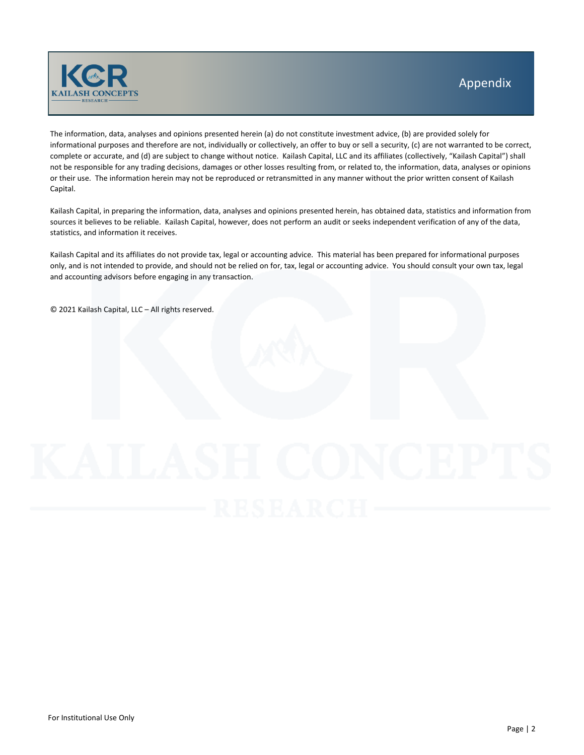# Appendix

The information, data, analyses and opinions presented herein (a) do not constitute investment advice, (b) are provided solely for informational purposes and therefore are not, individually or collectively, an offer to buy or sell a security, (c) are not warranted to be correct, complete or accurate, and (d) are subject to change without notice. Kailash Capital, LLC and its affiliates (collectively, "Kailash Capital") shall not be responsible for any trading decisions, damages or other losses resulting from, or related to, the information, data, analyses or opinions or their use. The information herein may not be reproduced or retransmitted in any manner without the prior written consent of Kailash Capital.

Kailash Capital, in preparing the information, data, analyses and opinions presented herein, has obtained data, statistics and information from sources it believes to be reliable. Kailash Capital, however, does not perform an audit or seeks independent verification of any of the data, statistics, and information it receives.

Kailash Capital and its affiliates do not provide tax, legal or accounting advice. This material has been prepared for informational purposes only, and is not intended to provide, and should not be relied on for, tax, legal or accounting advice. You should consult your own tax, legal and accounting advisors before engaging in any transaction.

© 2021 Kailash Capital, LLC – All rights reserved.